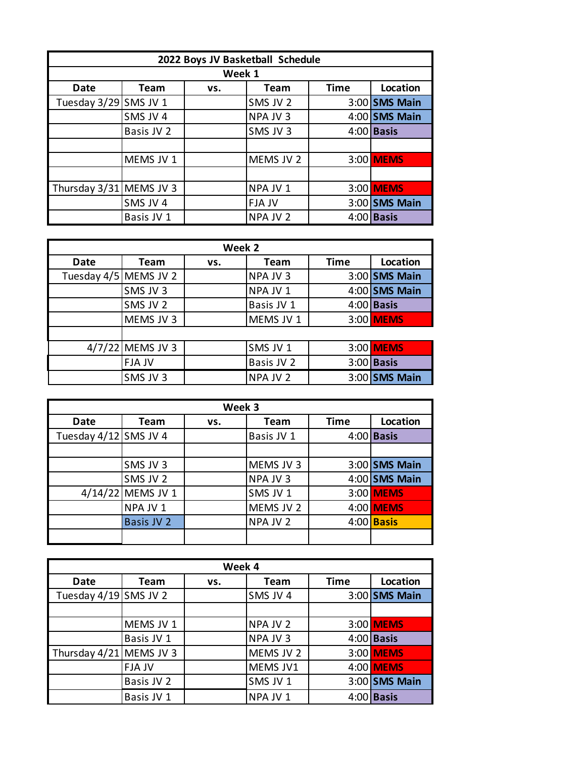# 2022 Boys JV Basketball Schedule

## Week 1

| Date | Team | vs. | Team | Time | Location |
|---|---|---|---|---|---|
| Tuesday 3/29 | SMS JV 1 | | SMS JV 2 | 3:00 | SMS Main |
| | SMS JV 4 | | NPA JV 3 | 4:00 | SMS Main |
| | Basis JV 2 | | SMS JV 3 | 4:00 | Basis |
| | | | | | |
| | MEMS JV 1 | | MEMS JV 2 | 3:00 | MEMS |
| | | | | | |
| Thursday 3/31 | MEMS JV 3 | | NPA JV 1 | 3:00 | MEMS |
| | SMS JV 4 | | FJA JV | 3:00 | SMS Main |
| | Basis JV 1 | | NPA JV 2 | 4:00 | Basis |

## Week 2

| Date | Team | vs. | Team | Time | Location |
|---|---|---|---|---|---|
| Tuesday 4/5 | MEMS JV 2 | | NPA JV 3 | 3:00 | SMS Main |
| | SMS JV 3 | | NPA JV 1 | 4:00 | SMS Main |
| | SMS JV 2 | | Basis JV 1 | 4:00 | Basis |
| | MEMS JV 3 | | MEMS JV 1 | 3:00 | MEMS |
| | | | | | |
| 4/7/22 | MEMS JV 3 | | SMS JV 1 | 3:00 | MEMS |
| | FJA JV | | Basis JV 2 | 3:00 | Basis |
| | SMS JV 3 | | NPA JV 2 | 3:00 | SMS Main |

## Week 3

| Date | Team | vs. | Team | Time | Location |
|---|---|---|---|---|---|
| Tuesday 4/12 | SMS JV 4 | | Basis JV 1 | 4:00 | Basis |
| | | | | | |
| | SMS JV 3 | | MEMS JV 3 | 3:00 | SMS Main |
| | SMS JV 2 | | NPA JV 3 | 4:00 | SMS Main |
| 4/14/22 | MEMS JV 1 | | SMS JV 1 | 3:00 | MEMS |
| | NPA JV 1 | | MEMS JV 2 | 4:00 | MEMS |
| | Basis JV 2 | | NPA JV 2 | 4:00 | Basis |
| | | | | | |

## Week 4

| Date | Team | vs. | Team | Time | Location |
|---|---|---|---|---|---|
| Tuesday 4/19 | SMS JV 2 | | SMS JV 4 | 3:00 | SMS Main |
| | | | | | |
| | MEMS JV 1 | | NPA JV 2 | 3:00 | MEMS |
| | Basis JV 1 | | NPA JV 3 | 4:00 | Basis |
| Thursday 4/21 | MEMS JV 3 | | MEMS JV 2 | 3:00 | MEMS |
| | FJA JV | | MEMS JV1 | 4:00 | MEMS |
| | Basis JV 2 | | SMS JV 1 | 3:00 | SMS Main |
| | Basis JV 1 | | NPA JV 1 | 4:00 | Basis |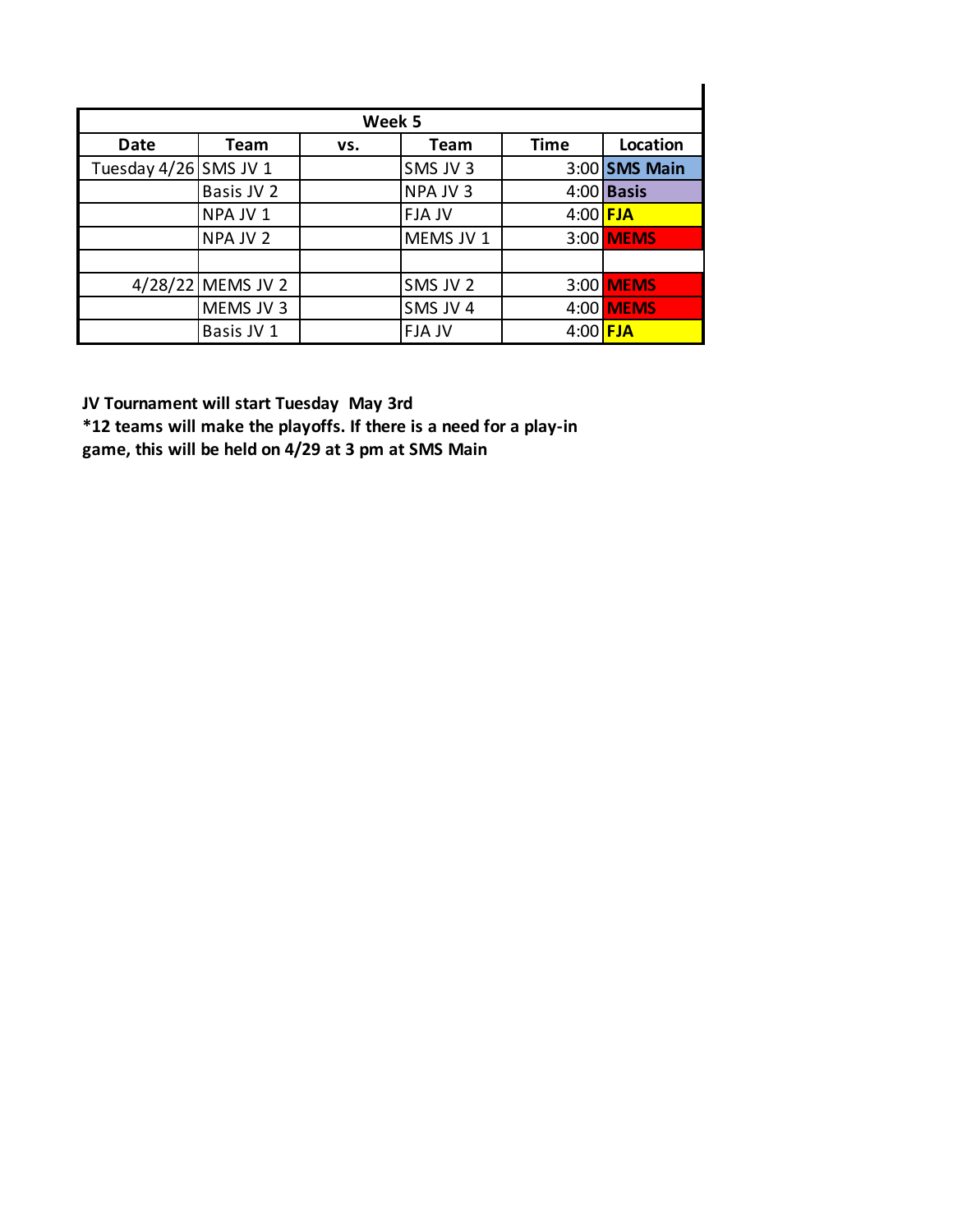| Week 5 | | | | | |
|---|---|---|---|---|---|
| Date | Team | vs. | Team | Time | Location |
| Tuesday 4/26 | SMS JV 1 | | SMS JV 3 | 3:00 | **SMS Main** |
| | Basis JV 2 | | NPA JV 3 | 4:00 | **Basis** |
| | NPA JV 1 | | FJA JV | 4:00 | **FJA** |
| | NPA JV 2 | | MEMS JV 1 | 3:00 | **MEMS** |
| | | | | | |
| 4/28/22 | MEMS JV 2 | | SMS JV 2 | 3:00 | **MEMS** |
| | MEMS JV 3 | | SMS JV 4 | 4:00 | **MEMS** |
| | Basis JV 1 | | FJA JV | 4:00 | **FJA** |

**JV Tournament will start Tuesday May 3rd**
**\*12 teams will make the playoffs. If there is a need for a play-in game, this will be held on 4/29 at 3 pm at SMS Main**